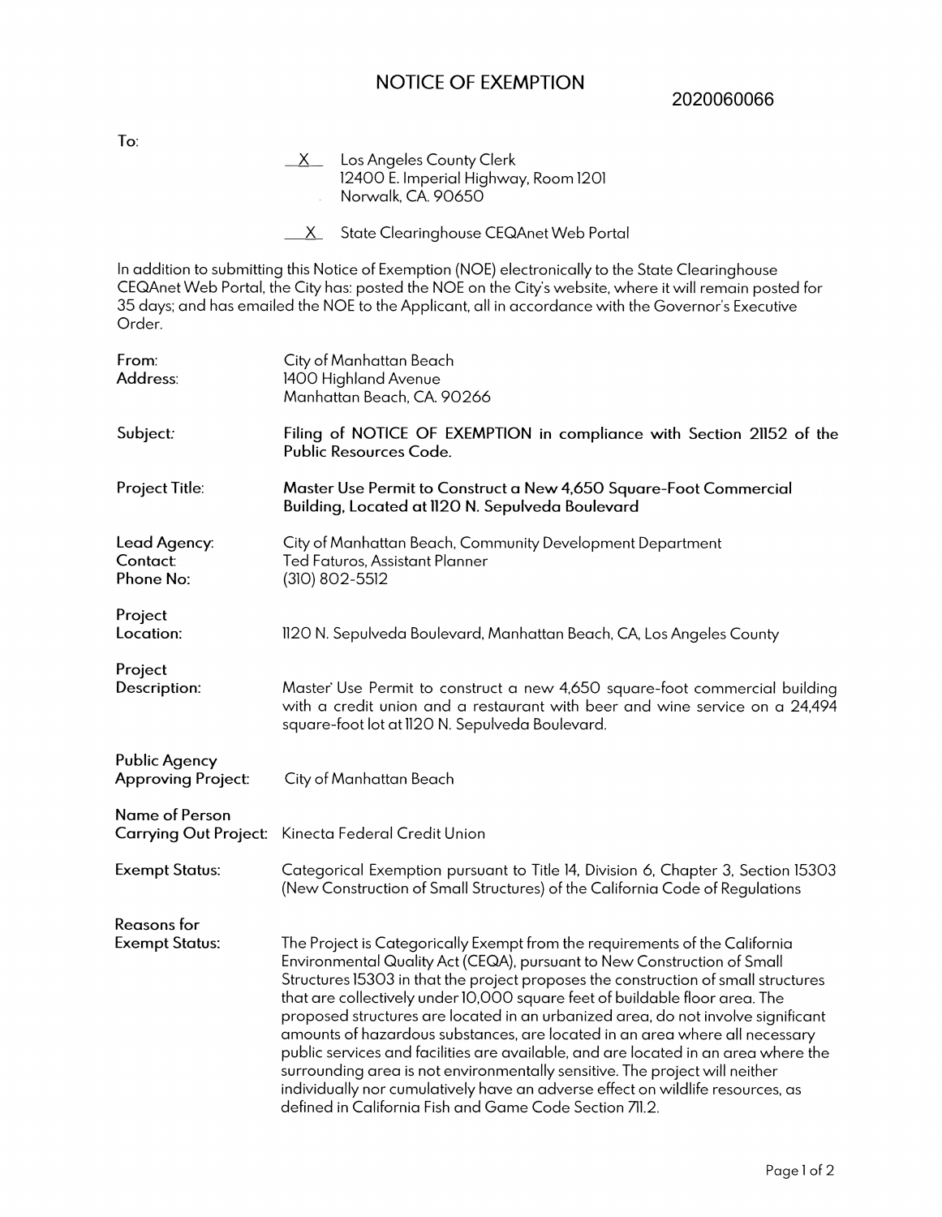# NOTICE OF EXEMPTION

2020060066

To:

X Los Angeles County Clerk
12400 E. Imperial Highway, Room 1201
Norwalk, CA. 90650

X State Clearinghouse CEQAnet Web Portal

In addition to submitting this Notice of Exemption (NOE) electronically to the State Clearinghouse CEQAnet Web Portal, the City has: posted the NOE on the City's website, where it will remain posted for 35 days; and has emailed the NOE to the Applicant, all in accordance with the Governor's Executive Order.

| | |
|---|---|
| From: | City of Manhattan Beach |
| Address: | 1400 Highland Avenue<br>Manhattan Beach, CA. 90266 |
| Subject: | **Filing of NOTICE OF EXEMPTION in compliance with Section 21152 of the Public Resources Code.** |
| Project Title: | **Master Use Permit to Construct a New 4,650 Square-Foot Commercial Building, Located at 1120 N. Sepulveda Boulevard** |
| Lead Agency: | City of Manhattan Beach, Community Development Department |
| Contact: | Ted Faturos, Assistant Planner |
| Phone No: | (310) 802-5512 |
| Project Location: | 1120 N. Sepulveda Boulevard, Manhattan Beach, CA, Los Angeles County |
| Project Description: | Master Use Permit to construct a new 4,650 square-foot commercial building with a credit union and a restaurant with beer and wine service on a 24,494 square-foot lot at 1120 N. Sepulveda Boulevard. |
| Public Agency Approving Project: | City of Manhattan Beach |
| Name of Person Carrying Out Project: | Kinecta Federal Credit Union |
| Exempt Status: | Categorical Exemption pursuant to Title 14, Division 6, Chapter 3, Section 15303 (New Construction of Small Structures) of the California Code of Regulations |
| Reasons for Exempt Status: | The Project is Categorically Exempt from the requirements of the California Environmental Quality Act (CEQA), pursuant to New Construction of Small Structures 15303 in that the project proposes the construction of small structures that are collectively under 10,000 square feet of buildable floor area. The proposed structures are located in an urbanized area, do not involve significant amounts of hazardous substances, are located in an area where all necessary public services and facilities are available, and are located in an area where the surrounding area is not environmentally sensitive. The project will neither individually nor cumulatively have an adverse effect on wildlife resources, as defined in California Fish and Game Code Section 711.2. |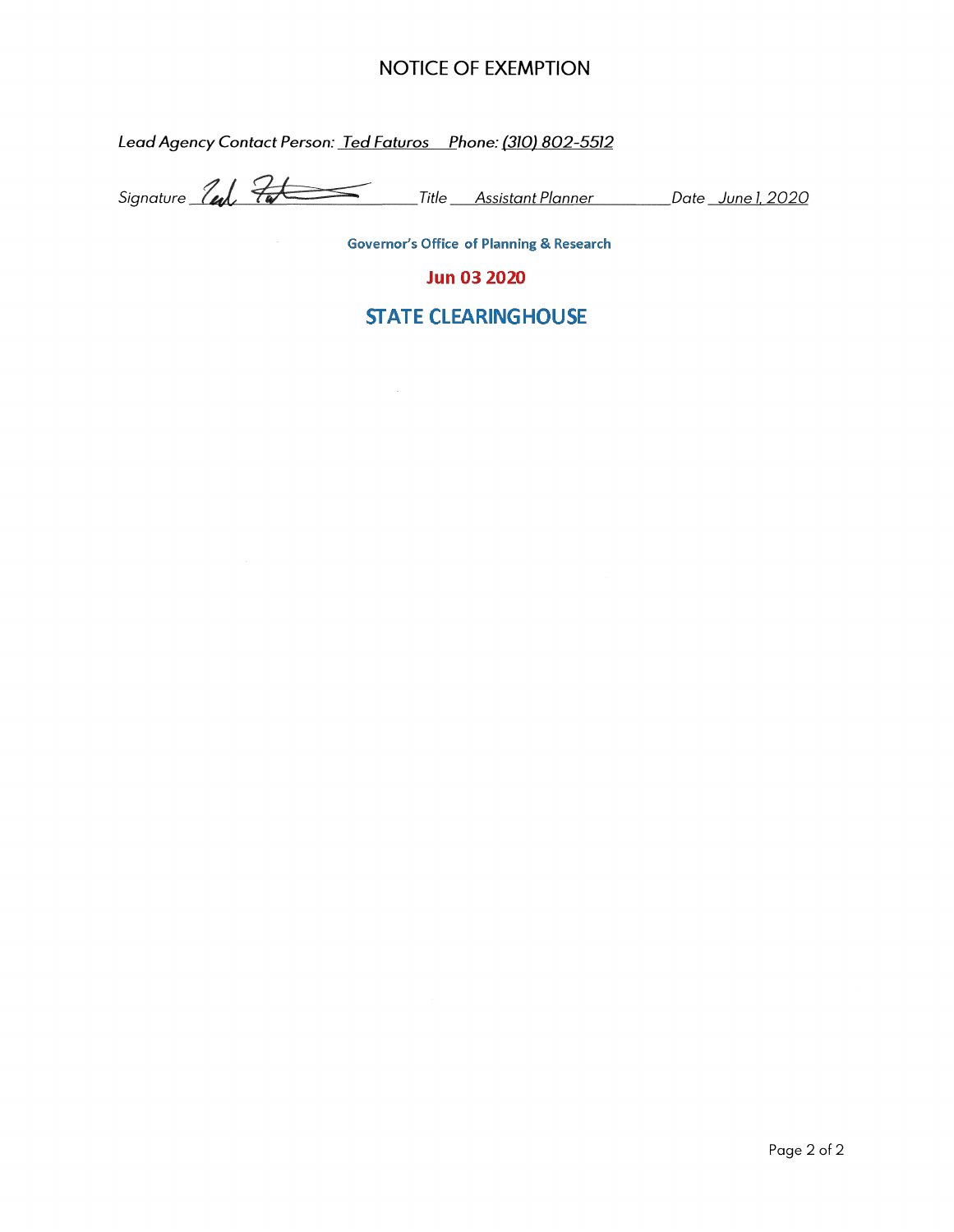## NOTICE OF EXEMPTION

*Lead Agency Contact Person:* *Ted Faturos* *Phone:* *(310) 802-5512*

*Signature* ____________________ *Title* *Assistant Planner* *Date* *June 1, 2020*

Governor's Office of Planning & Research

**Jun 03 2020**

**STATE CLEARINGHOUSE**